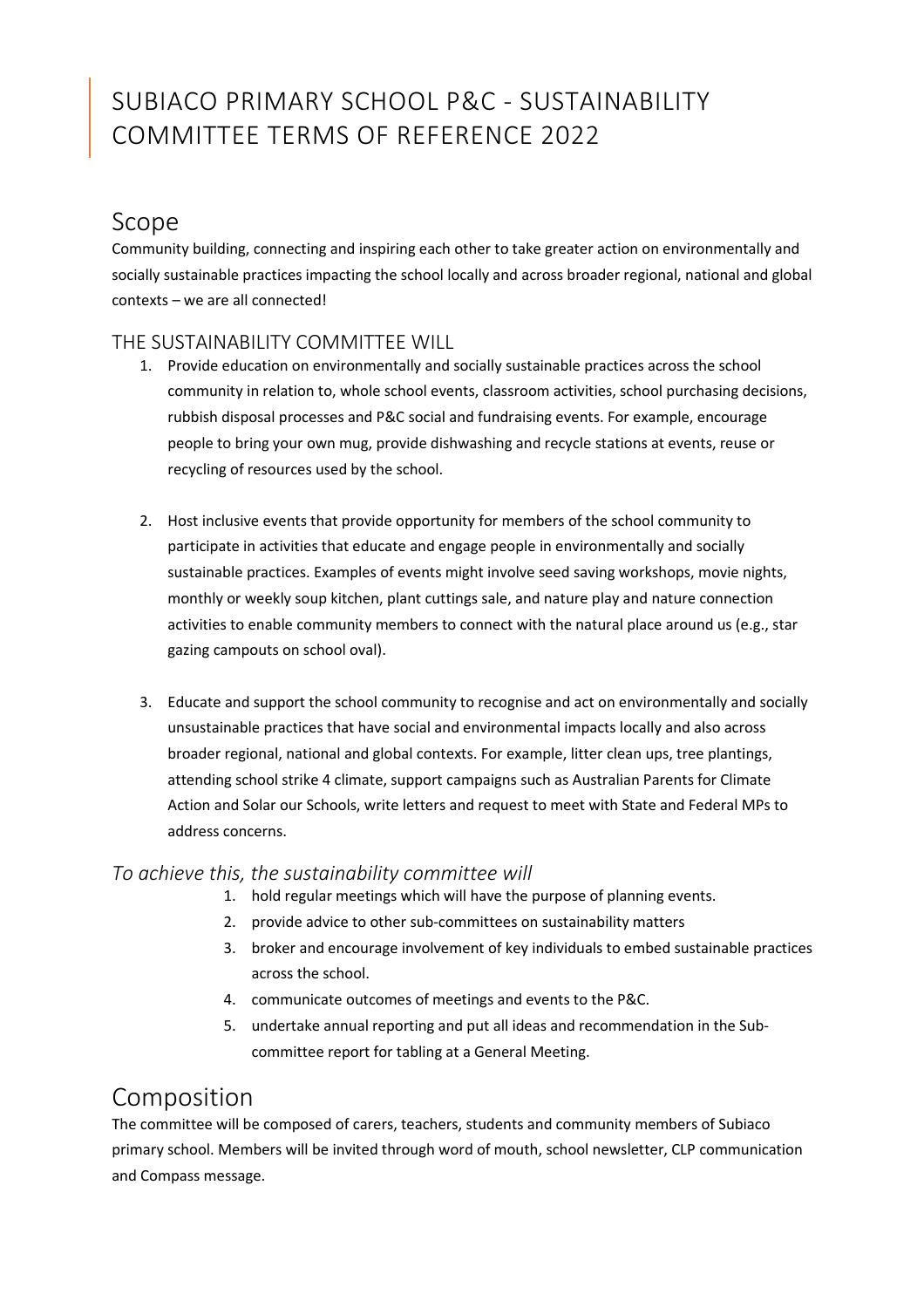# SUBIACO PRIMARY SCHOOL P&C - SUSTAINABILITY COMMITTEE TERMS OF REFERENCE 2022

## Scope

Community building, connecting and inspiring each other to take greater action on environmentally and socially sustainable practices impacting the school locally and across broader regional, national and global contexts – we are all connected!

### THE SUSTAINABILITY COMMITTEE WILL

1. Provide education on environmentally and socially sustainable practices across the school community in relation to, whole school events, classroom activities, school purchasing decisions, rubbish disposal processes and P&C social and fundraising events. For example, encourage people to bring your own mug, provide dishwashing and recycle stations at events, reuse or recycling of resources used by the school.

2. Host inclusive events that provide opportunity for members of the school community to participate in activities that educate and engage people in environmentally and socially sustainable practices. Examples of events might involve seed saving workshops, movie nights, monthly or weekly soup kitchen, plant cuttings sale, and nature play and nature connection activities to enable community members to connect with the natural place around us (e.g., star gazing campouts on school oval).

3. Educate and support the school community to recognise and act on environmentally and socially unsustainable practices that have social and environmental impacts locally and also across broader regional, national and global contexts. For example, litter clean ups, tree plantings, attending school strike 4 climate, support campaigns such as Australian Parents for Climate Action and Solar our Schools, write letters and request to meet with State and Federal MPs to address concerns.

### *To achieve this, the sustainability committee will*

1. hold regular meetings which will have the purpose of planning events.
2. provide advice to other sub-committees on sustainability matters
3. broker and encourage involvement of key individuals to embed sustainable practices across the school.
4. communicate outcomes of meetings and events to the P&C.
5. undertake annual reporting and put all ideas and recommendation in the Sub-committee report for tabling at a General Meeting.

## Composition

The committee will be composed of carers, teachers, students and community members of Subiaco primary school. Members will be invited through word of mouth, school newsletter, CLP communication and Compass message.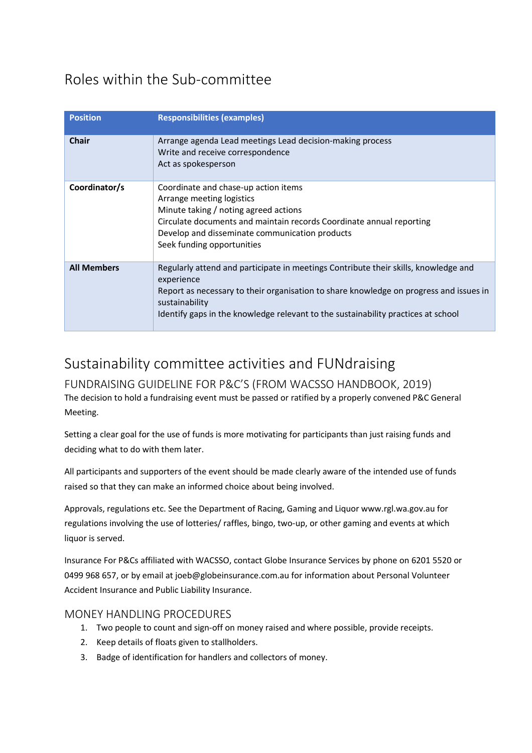## Roles within the Sub-committee

| Position | Responsibilities (examples) |
|---|---|
| **Chair** | Arrange agenda Lead meetings Lead decision-making process<br>Write and receive correspondence<br>Act as spokesperson |
| **Coordinator/s** | Coordinate and chase-up action items<br>Arrange meeting logistics<br>Minute taking / noting agreed actions<br>Circulate documents and maintain records Coordinate annual reporting<br>Develop and disseminate communication products<br>Seek funding opportunities |
| **All Members** | Regularly attend and participate in meetings Contribute their skills, knowledge and experience<br>Report as necessary to their organisation to share knowledge on progress and issues in sustainability<br>Identify gaps in the knowledge relevant to the sustainability practices at school |

## Sustainability committee activities and FUNdraising

### FUNDRAISING GUIDELINE FOR P&C'S (FROM WACSSO HANDBOOK, 2019)

The decision to hold a fundraising event must be passed or ratified by a properly convened P&C General Meeting.

Setting a clear goal for the use of funds is more motivating for participants than just raising funds and deciding what to do with them later.

All participants and supporters of the event should be made clearly aware of the intended use of funds raised so that they can make an informed choice about being involved.

Approvals, regulations etc. See the Department of Racing, Gaming and Liquor www.rgl.wa.gov.au for regulations involving the use of lotteries/ raffles, bingo, two-up, or other gaming and events at which liquor is served.

Insurance For P&Cs affiliated with WACSSO, contact Globe Insurance Services by phone on 6201 5520 or 0499 968 657, or by email at joeb@globeinsurance.com.au for information about Personal Volunteer Accident Insurance and Public Liability Insurance.

### MONEY HANDLING PROCEDURES

1. Two people to count and sign-off on money raised and where possible, provide receipts.
2. Keep details of floats given to stallholders.
3. Badge of identification for handlers and collectors of money.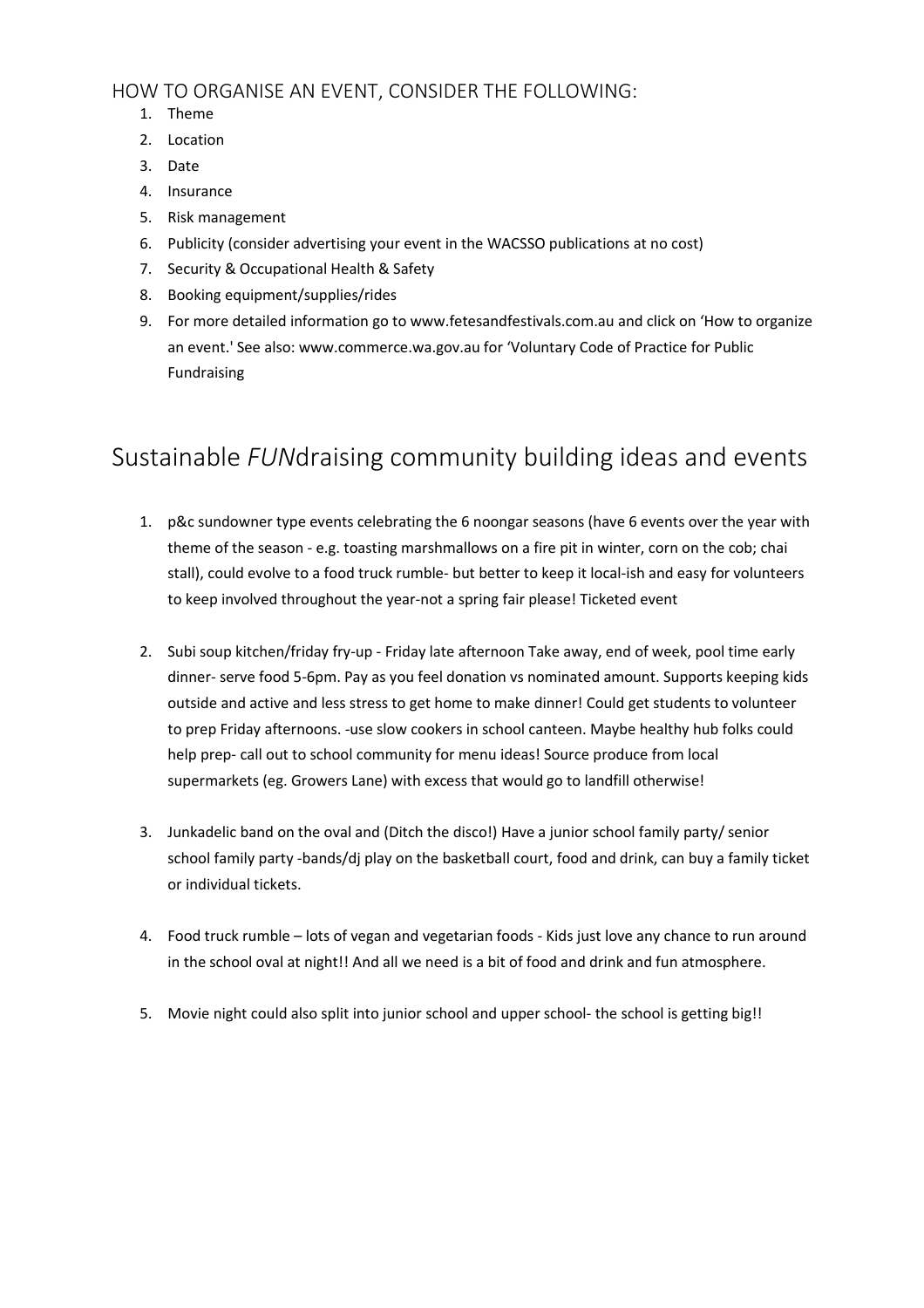## HOW TO ORGANISE AN EVENT, CONSIDER THE FOLLOWING:

1. Theme
2. Location
3. Date
4. Insurance
5. Risk management
6. Publicity (consider advertising your event in the WACSSO publications at no cost)
7. Security & Occupational Health & Safety
8. Booking equipment/supplies/rides
9. For more detailed information go to www.fetesandfestivals.com.au and click on 'How to organize an event.' See also: www.commerce.wa.gov.au for 'Voluntary Code of Practice for Public Fundraising

# Sustainable *FUN*draising community building ideas and events

1. p&c sundowner type events celebrating the 6 noongar seasons (have 6 events over the year with theme of the season - e.g. toasting marshmallows on a fire pit in winter, corn on the cob; chai stall), could evolve to a food truck rumble- but better to keep it local-ish and easy for volunteers to keep involved throughout the year-not a spring fair please! Ticketed event

2. Subi soup kitchen/friday fry-up - Friday late afternoon Take away, end of week, pool time early dinner- serve food 5-6pm. Pay as you feel donation vs nominated amount. Supports keeping kids outside and active and less stress to get home to make dinner! Could get students to volunteer to prep Friday afternoons. -use slow cookers in school canteen. Maybe healthy hub folks could help prep- call out to school community for menu ideas! Source produce from local supermarkets (eg. Growers Lane) with excess that would go to landfill otherwise!

3. Junkadelic band on the oval and (Ditch the disco!) Have a junior school family party/ senior school family party -bands/dj play on the basketball court, food and drink, can buy a family ticket or individual tickets.

4. Food truck rumble – lots of vegan and vegetarian foods - Kids just love any chance to run around in the school oval at night!! And all we need is a bit of food and drink and fun atmosphere.

5. Movie night could also split into junior school and upper school- the school is getting big!!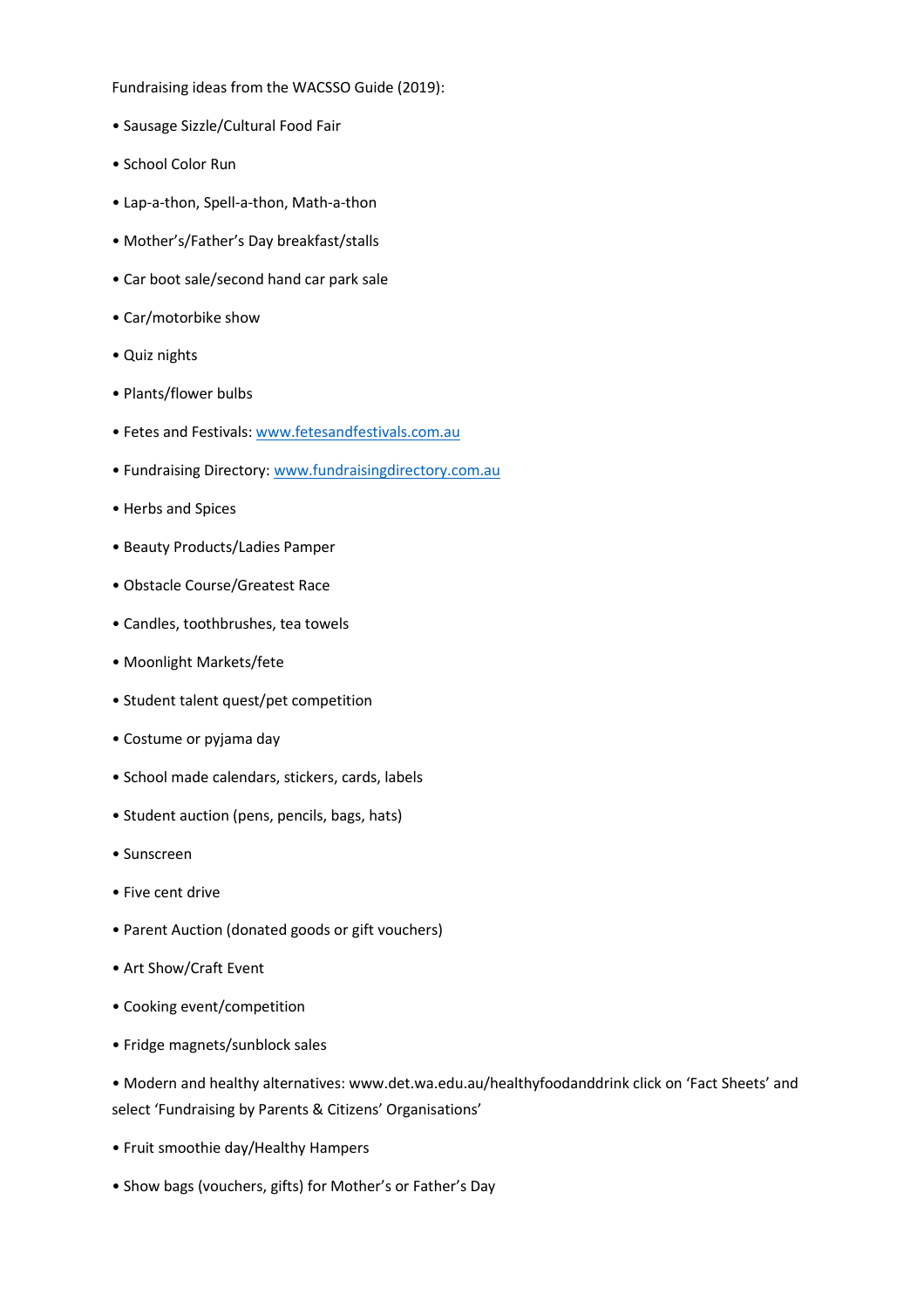Fundraising ideas from the WACSSO Guide (2019):

- Sausage Sizzle/Cultural Food Fair
- School Color Run
- Lap-a-thon, Spell-a-thon, Math-a-thon
- Mother's/Father's Day breakfast/stalls
- Car boot sale/second hand car park sale
- Car/motorbike show
- Quiz nights
- Plants/flower bulbs
- Fetes and Festivals: [www.fetesandfestivals.com.au](http://www.fetesandfestivals.com.au)
- Fundraising Directory: [www.fundraisingdirectory.com.au](http://www.fundraisingdirectory.com.au)
- Herbs and Spices
- Beauty Products/Ladies Pamper
- Obstacle Course/Greatest Race
- Candles, toothbrushes, tea towels
- Moonlight Markets/fete
- Student talent quest/pet competition
- Costume or pyjama day
- School made calendars, stickers, cards, labels
- Student auction (pens, pencils, bags, hats)
- Sunscreen
- Five cent drive
- Parent Auction (donated goods or gift vouchers)
- Art Show/Craft Event
- Cooking event/competition
- Fridge magnets/sunblock sales
- Modern and healthy alternatives: www.det.wa.edu.au/healthyfoodanddrink click on 'Fact Sheets' and select 'Fundraising by Parents & Citizens' Organisations'
- Fruit smoothie day/Healthy Hampers
- Show bags (vouchers, gifts) for Mother's or Father's Day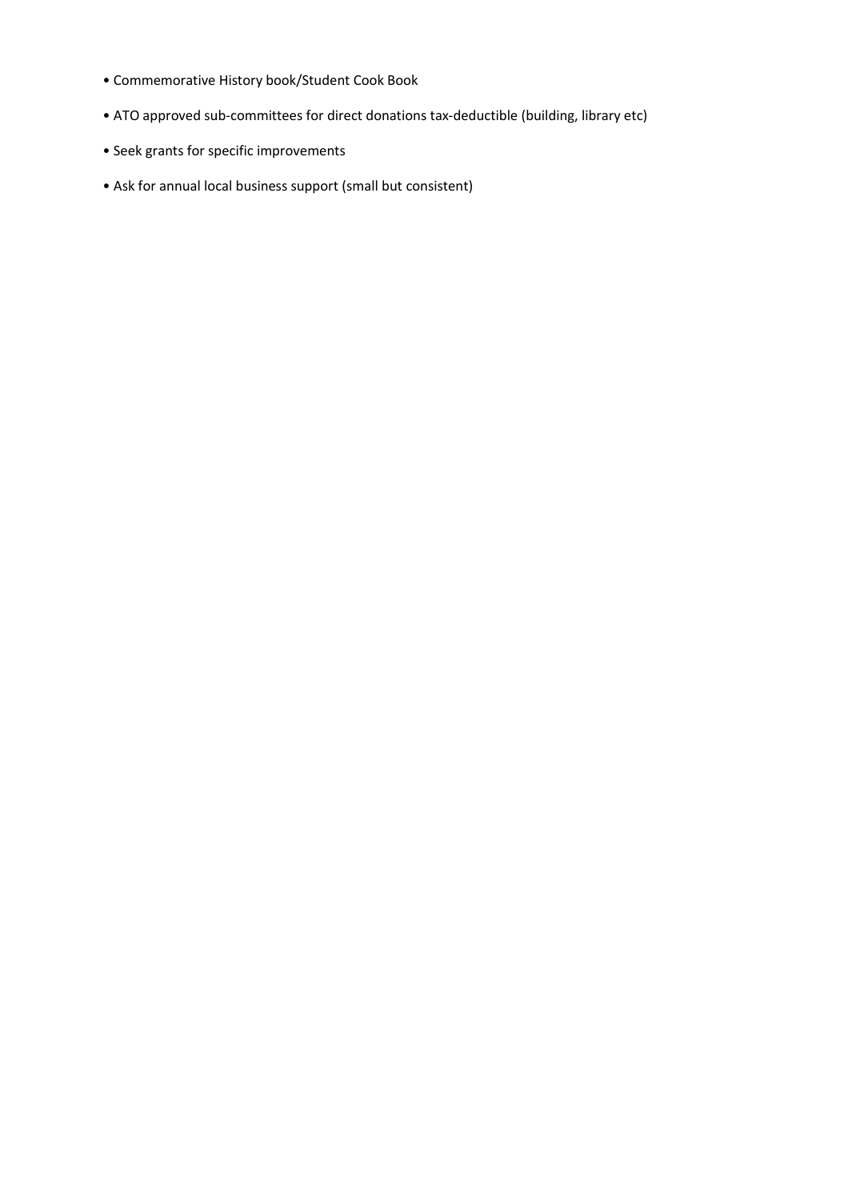- Commemorative History book/Student Cook Book
- ATO approved sub-committees for direct donations tax-deductible (building, library etc)
- Seek grants for specific improvements
- Ask for annual local business support (small but consistent)